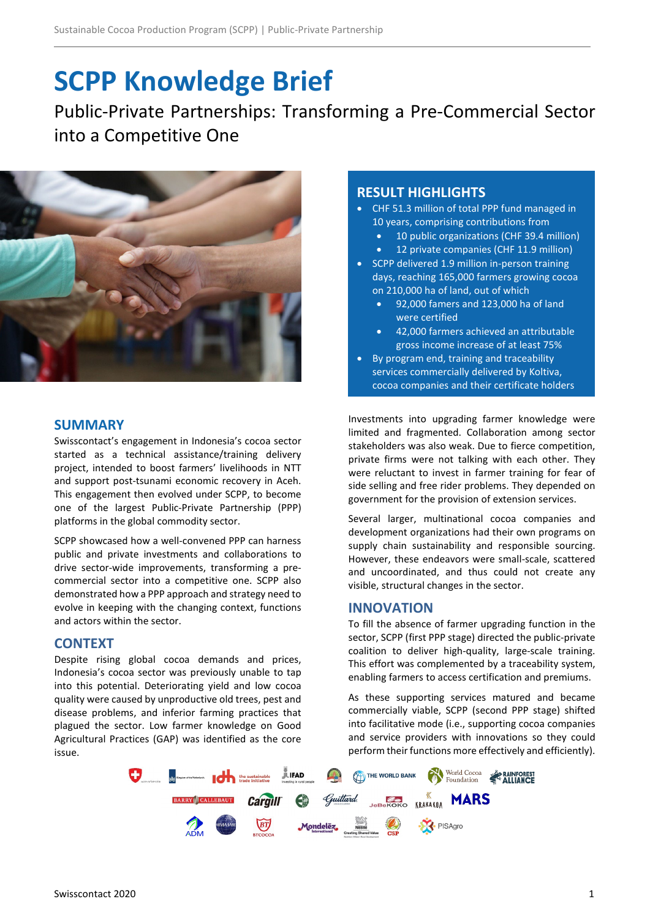# SCPP Knowledge Brief

Public-Private Partnerships: Transforming a Pre-Commercial Sector into a Competitive One

## RESULT HIGHLIGHTS

- CHF 51.3 million of total PPP fund managed in 10 years, comprising contributions from
  - 10 public organizations (CHF 39.4 million)
  - 12 private companies (CHF 11.9 million)
- SCPP delivered 1.9 million in-person training days, reaching 165,000 farmers growing cocoa on 210,000 ha of land, out of which
  - 92,000 famers and 123,000 ha of land were certified
  - 42,000 farmers achieved an attributable gross income increase of at least 75%
- By program end, training and traceability services commercially delivered by Koltiva, cocoa companies and their certificate holders

## SUMMARY

Swisscontact's engagement in Indonesia's cocoa sector started as a technical assistance/training delivery project, intended to boost farmers' livelihoods in NTT and support post-tsunami economic recovery in Aceh. This engagement then evolved under SCPP, to become one of the largest Public-Private Partnership (PPP) platforms in the global commodity sector.

SCPP showcased how a well-convened PPP can harness public and private investments and collaborations to drive sector-wide improvements, transforming a pre-commercial sector into a competitive one. SCPP also demonstrated how a PPP approach and strategy need to evolve in keeping with the changing context, functions and actors within the sector.

## CONTEXT

Despite rising global cocoa demands and prices, Indonesia's cocoa sector was previously unable to tap into this potential. Deteriorating yield and low cocoa quality were caused by unproductive old trees, pest and disease problems, and inferior farming practices that plagued the sector. Low farmer knowledge on Good Agricultural Practices (GAP) was identified as the core issue.

Investments into upgrading farmer knowledge were limited and fragmented. Collaboration among sector stakeholders was also weak. Due to fierce competition, private firms were not talking with each other. They were reluctant to invest in farmer training for fear of side selling and free rider problems. They depended on government for the provision of extension services.

Several larger, multinational cocoa companies and development organizations had their own programs on supply chain sustainability and responsible sourcing. However, these endeavors were small-scale, scattered and uncoordinated, and thus could not create any visible, structural changes in the sector.

## INNOVATION

To fill the absence of farmer upgrading function in the sector, SCPP (first PPP stage) directed the public-private coalition to deliver high-quality, large-scale training. This effort was complemented by a traceability system, enabling farmers to access certification and premiums.

As these supporting services matured and became commercially viable, SCPP (second PPP stage) shifted into facilitative mode (i.e., supporting cocoa companies and service providers with innovations so they could perform their functions more effectively and efficiently).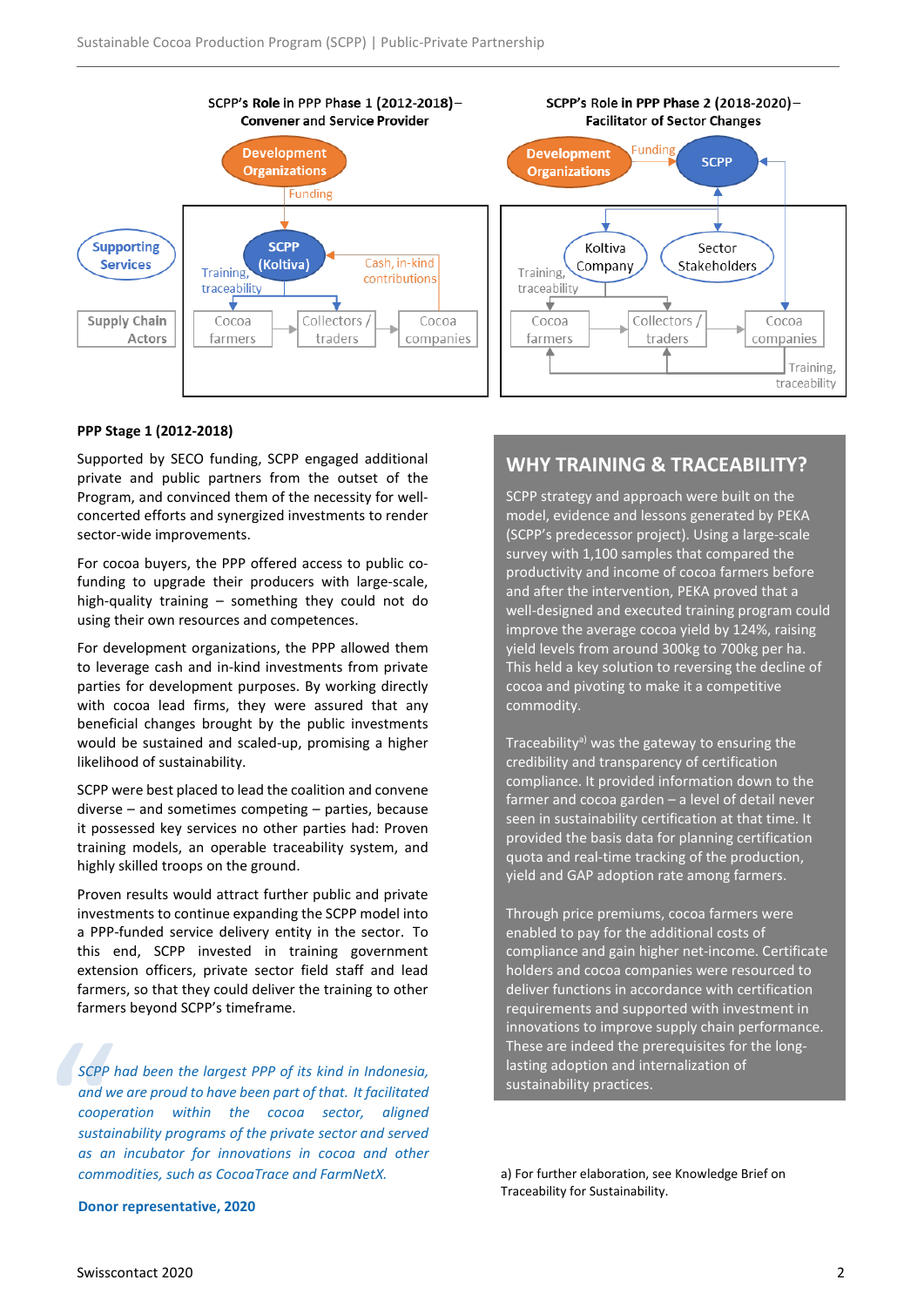**SCPP's Role in PPP Phase 1 (2012-2018) – Convener and Service Provider**

Development Organizations — Funding — SCPP (Koltiva) — Cash, in-kind contributions — Training, traceability — Supporting Services — Supply Chain Actors — Cocoa farmers — Collectors / traders — Cocoa companies

**SCPP's Role in PPP Phase 2 (2018-2020) – Facilitator of Sector Changes**

Development Organizations — Funding — SCPP — Koltiva Company — Sector Stakeholders — Training, traceability — Cocoa farmers — Collectors / traders — Cocoa companies — Training, traceability

**PPP Stage 1 (2012-2018)**

Supported by SECO funding, SCPP engaged additional private and public partners from the outset of the Program, and convinced them of the necessity for well-concerted efforts and synergized investments to render sector-wide improvements.

For cocoa buyers, the PPP offered access to public co-funding to upgrade their producers with large-scale, high-quality training – something they could not do using their own resources and competences.

For development organizations, the PPP allowed them to leverage cash and in-kind investments from private parties for development purposes. By working directly with cocoa lead firms, they were assured that any beneficial changes brought by the public investments would be sustained and scaled-up, promising a higher likelihood of sustainability.

SCPP were best placed to lead the coalition and convene diverse – and sometimes competing – parties, because it possessed key services no other parties had: Proven training models, an operable traceability system, and highly skilled troops on the ground.

Proven results would attract further public and private investments to continue expanding the SCPP model into a PPP-funded service delivery entity in the sector. To this end, SCPP invested in training government extension officers, private sector field staff and lead farmers, so that they could deliver the training to other farmers beyond SCPP's timeframe.

> *SCPP had been the largest PPP of its kind in Indonesia, and we are proud to have been part of that. It facilitated cooperation within the cocoa sector, aligned sustainability programs of the private sector and served as an incubator for innovations in cocoa and other commodities, such as CocoaTrace and FarmNetX.*
>
> **Donor representative, 2020**

## WHY TRAINING & TRACEABILITY?

SCPP strategy and approach were built on the model, evidence and lessons generated by PEKA (SCPP's predecessor project). Using a large-scale survey with 1,100 samples that compared the productivity and income of cocoa farmers before and after the intervention, PEKA proved that a well-designed and executed training program could improve the average cocoa yield by 124%, raising yield levels from around 300kg to 700kg per ha. This held a key solution to reversing the decline of cocoa and pivoting to make it a competitive commodity.

Traceability[a)] was the gateway to ensuring the credibility and transparency of certification compliance. It provided information down to the farmer and cocoa garden – a level of detail never seen in sustainability certification at that time. It provided the basis data for planning certification quota and real-time tracking of the production, yield and GAP adoption rate among farmers.

Through price premiums, cocoa farmers were enabled to pay for the additional costs of compliance and gain higher net-income. Certificate holders and cocoa companies were resourced to deliver functions in accordance with certification requirements and supported with investment in innovations to improve supply chain performance. These are indeed the prerequisites for the long-lasting adoption and internalization of sustainability practices.

a) For further elaboration, see Knowledge Brief on Traceability for Sustainability.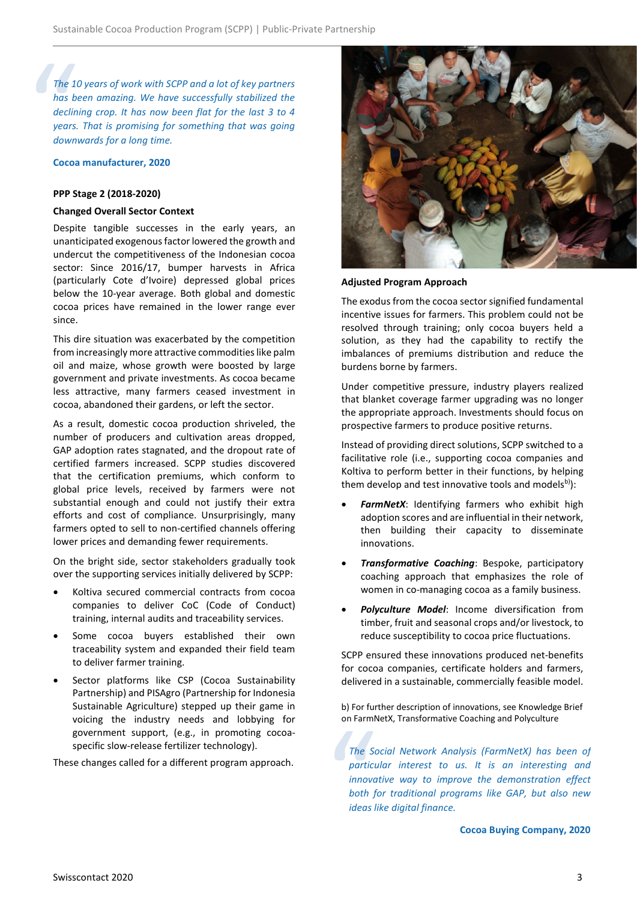*The 10 years of work with SCPP and a lot of key partners has been amazing. We have successfully stabilized the declining crop. It has now been flat for the last 3 to 4 years. That is promising for something that was going downwards for a long time.*

**Cocoa manufacturer, 2020**

**PPP Stage 2 (2018-2020)**

**Changed Overall Sector Context**

Despite tangible successes in the early years, an unanticipated exogenous factor lowered the growth and undercut the competitiveness of the Indonesian cocoa sector: Since 2016/17, bumper harvests in Africa (particularly Cote d'Ivoire) depressed global prices below the 10-year average. Both global and domestic cocoa prices have remained in the lower range ever since.

This dire situation was exacerbated by the competition from increasingly more attractive commodities like palm oil and maize, whose growth were boosted by large government and private investments. As cocoa became less attractive, many farmers ceased investment in cocoa, abandoned their gardens, or left the sector.

As a result, domestic cocoa production shriveled, the number of producers and cultivation areas dropped, GAP adoption rates stagnated, and the dropout rate of certified farmers increased. SCPP studies discovered that the certification premiums, which conform to global price levels, received by farmers were not substantial enough and could not justify their extra efforts and cost of compliance. Unsurprisingly, many farmers opted to sell to non-certified channels offering lower prices and demanding fewer requirements.

On the bright side, sector stakeholders gradually took over the supporting services initially delivered by SCPP:

- Koltiva secured commercial contracts from cocoa companies to deliver CoC (Code of Conduct) training, internal audits and traceability services.
- Some cocoa buyers established their own traceability system and expanded their field team to deliver farmer training.
- Sector platforms like CSP (Cocoa Sustainability Partnership) and PISAgro (Partnership for Indonesia Sustainable Agriculture) stepped up their game in voicing the industry needs and lobbying for government support, (e.g., in promoting cocoa-specific slow-release fertilizer technology).

These changes called for a different program approach.

**Adjusted Program Approach**

The exodus from the cocoa sector signified fundamental incentive issues for farmers. This problem could not be resolved through training; only cocoa buyers held a solution, as they had the capability to rectify the imbalances of premiums distribution and reduce the burdens borne by farmers.

Under competitive pressure, industry players realized that blanket coverage farmer upgrading was no longer the appropriate approach. Investments should focus on prospective farmers to produce positive returns.

Instead of providing direct solutions, SCPP switched to a facilitative role (i.e., supporting cocoa companies and Koltiva to perform better in their functions, by helping them develop and test innovative tools and models[b]):

- ***FarmNetX***: Identifying farmers who exhibit high adoption scores and are influential in their network, then building their capacity to disseminate innovations.
- ***Transformative Coaching***: Bespoke, participatory coaching approach that emphasizes the role of women in co-managing cocoa as a family business.
- ***Polyculture Model***: Income diversification from timber, fruit and seasonal crops and/or livestock, to reduce susceptibility to cocoa price fluctuations.

SCPP ensured these innovations produced net-benefits for cocoa companies, certificate holders and farmers, delivered in a sustainable, commercially feasible model.

b) For further description of innovations, see Knowledge Brief on FarmNetX, Transformative Coaching and Polyculture

*The Social Network Analysis (FarmNetX) has been of particular interest to us. It is an interesting and innovative way to improve the demonstration effect both for traditional programs like GAP, but also new ideas like digital finance.*

**Cocoa Buying Company, 2020**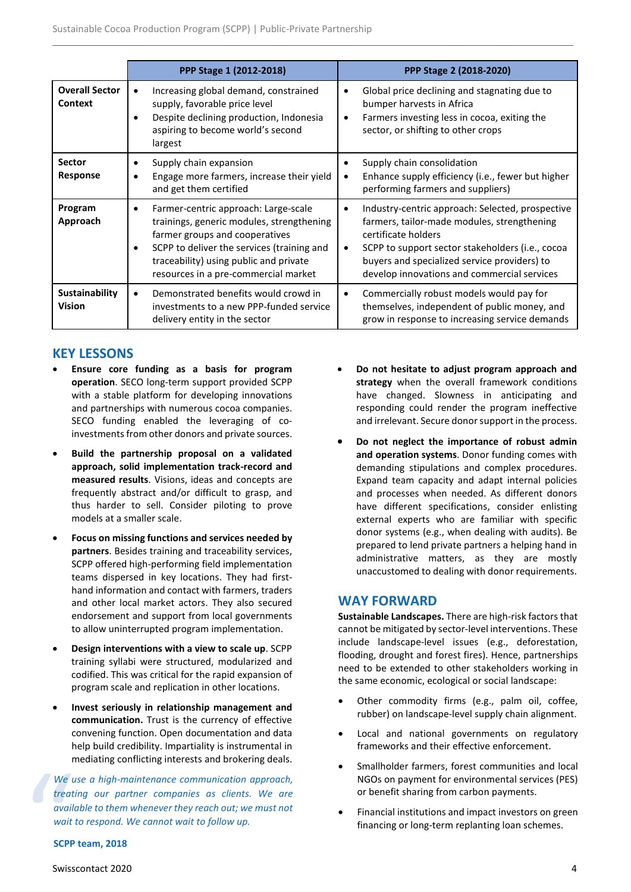| | PPP Stage 1 (2012-2018) | PPP Stage 2 (2018-2020) |
|---|---|---|
| **Overall Sector Context** | • Increasing global demand, constrained supply, favorable price level<br>• Despite declining production, Indonesia aspiring to become world's second largest | • Global price declining and stagnating due to bumper harvests in Africa<br>• Farmers investing less in cocoa, exiting the sector, or shifting to other crops |
| **Sector Response** | • Supply chain expansion<br>• Engage more farmers, increase their yield and get them certified | • Supply chain consolidation<br>• Enhance supply efficiency (i.e., fewer but higher performing farmers and suppliers) |
| **Program Approach** | • Farmer-centric approach: Large-scale trainings, generic modules, strengthening farmer groups and cooperatives<br>• SCPP to deliver the services (training and traceability) using public and private resources in a pre-commercial market | • Industry-centric approach: Selected, prospective farmers, tailor-made modules, strengthening certificate holders<br>• SCPP to support sector stakeholders (i.e., cocoa buyers and specialized service providers) to develop innovations and commercial services |
| **Sustainability Vision** | • Demonstrated benefits would crowd in investments to a new PPP-funded service delivery entity in the sector | • Commercially robust models would pay for themselves, independent of public money, and grow in response to increasing service demands |

## KEY LESSONS

- **Ensure core funding as a basis for program operation**. SECO long-term support provided SCPP with a stable platform for developing innovations and partnerships with numerous cocoa companies. SECO funding enabled the leveraging of co-investments from other donors and private sources.
- **Build the partnership proposal on a validated approach, solid implementation track-record and measured results**. Visions, ideas and concepts are frequently abstract and/or difficult to grasp, and thus harder to sell. Consider piloting to prove models at a smaller scale.
- **Focus on missing functions and services needed by partners**. Besides training and traceability services, SCPP offered high-performing field implementation teams dispersed in key locations. They had first-hand information and contact with farmers, traders and other local market actors. They also secured endorsement and support from local governments to allow uninterrupted program implementation.
- **Design interventions with a view to scale up**. SCPP training syllabi were structured, modularized and codified. This was critical for the rapid expansion of program scale and replication in other locations.
- **Invest seriously in relationship management and communication.** Trust is the currency of effective convening function. Open documentation and data help build credibility. Impartiality is instrumental in mediating conflicting interests and brokering deals.

> *We use a high-maintenance communication approach, treating our partner companies as clients. We are available to them whenever they reach out; we must not wait to respond. We cannot wait to follow up.*
>
> **SCPP team, 2018**

- **Do not hesitate to adjust program approach and strategy** when the overall framework conditions have changed. Slowness in anticipating and responding could render the program ineffective and irrelevant. Secure donor support in the process.
- **Do not neglect the importance of robust admin and operation systems**. Donor funding comes with demanding stipulations and complex procedures. Expand team capacity and adapt internal policies and processes when needed. As different donors have different specifications, consider enlisting external experts who are familiar with specific donor systems (e.g., when dealing with audits). Be prepared to lend private partners a helping hand in administrative matters, as they are mostly unaccustomed to dealing with donor requirements.

## WAY FORWARD

**Sustainable Landscapes.** There are high-risk factors that cannot be mitigated by sector-level interventions. These include landscape-level issues (e.g., deforestation, flooding, drought and forest fires). Hence, partnerships need to be extended to other stakeholders working in the same economic, ecological or social landscape:

- Other commodity firms (e.g., palm oil, coffee, rubber) on landscape-level supply chain alignment.
- Local and national governments on regulatory frameworks and their effective enforcement.
- Smallholder farmers, forest communities and local NGOs on payment for environmental services (PES) or benefit sharing from carbon payments.
- Financial institutions and impact investors on green financing or long-term replanting loan schemes.

Swisscontact 2020